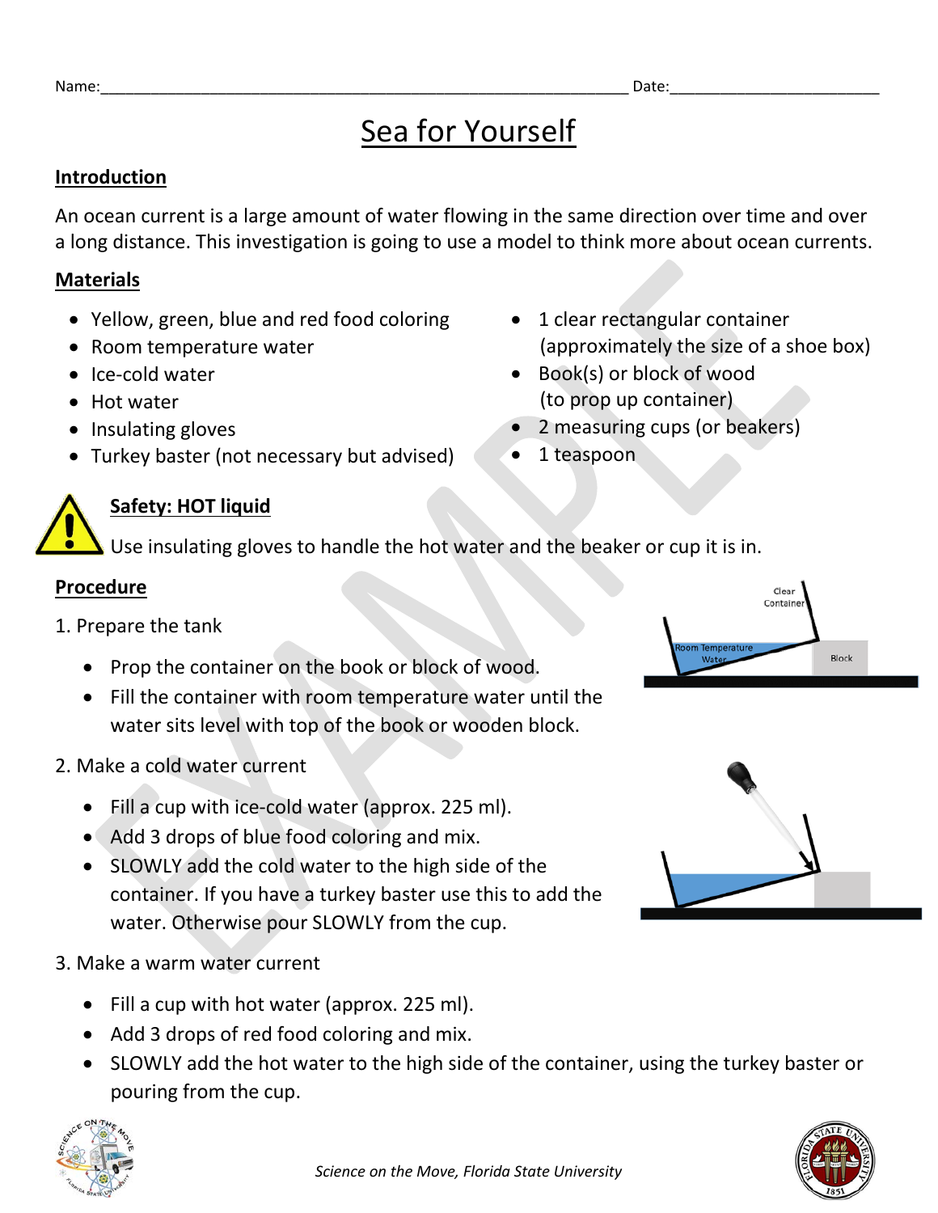Name:_______________________________________________________________ Date:_________________________

# Sea for Yourself

## Introduction

An ocean current is a large amount of water flowing in the same direction over time and over a long distance. This investigation is going to use a model to think more about ocean currents.

## Materials

- Yellow, green, blue and red food coloring
- Room temperature water
- Ice-cold water
- Hot water
- Insulating gloves
- Turkey baster (not necessary but advised)
- 1 clear rectangular container (approximately the size of a shoe box)
- Book(s) or block of wood (to prop up container)
- 2 measuring cups (or beakers)
- 1 teaspoon

### Safety: HOT liquid

Use insulating gloves to handle the hot water and the beaker or cup it is in.

## Procedure

1. Prepare the tank
   - Prop the container on the book or block of wood.
   - Fill the container with room temperature water until the water sits level with top of the book or wooden block.

Clear Container

Room Temperature Water

Block

2. Make a cold water current
   - Fill a cup with ice-cold water (approx. 225 ml).
   - Add 3 drops of blue food coloring and mix.
   - SLOWLY add the cold water to the high side of the container. If you have a turkey baster use this to add the water. Otherwise pour SLOWLY from the cup.
3. Make a warm water current
   - Fill a cup with hot water (approx. 225 ml).
   - Add 3 drops of red food coloring and mix.
   - SLOWLY add the hot water to the high side of the container, using the turkey baster or pouring from the cup.

*Science on the Move, Florida State University*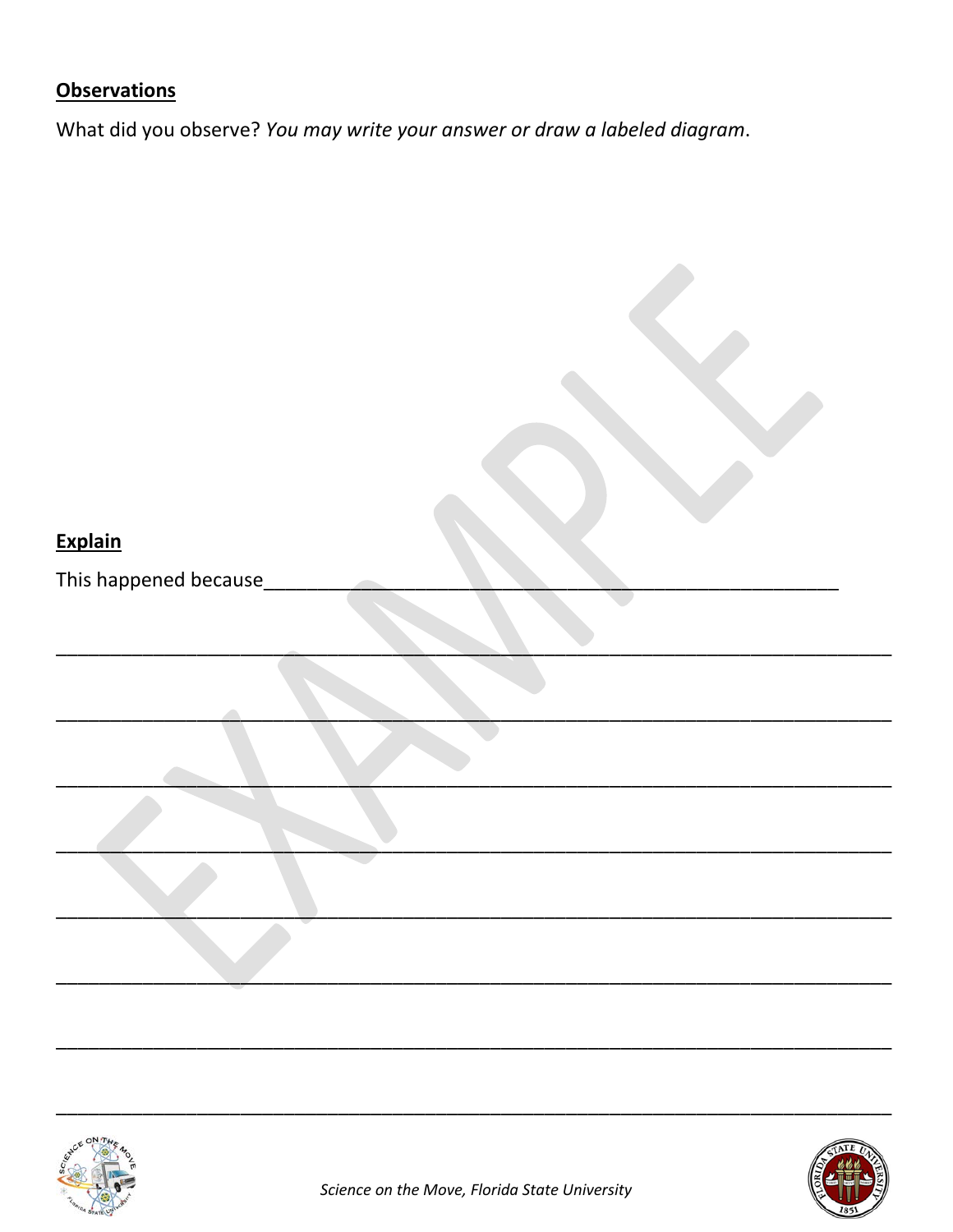**Observations**

What did you observe? *You may write your answer or draw a labeled diagram*.

**Explain**

This happened because_______________________________________________________

________________________________________________________________________________

________________________________________________________________________________

________________________________________________________________________________

________________________________________________________________________________

________________________________________________________________________________

________________________________________________________________________________

________________________________________________________________________________

________________________________________________________________________________

*Science on the Move, Florida State University*